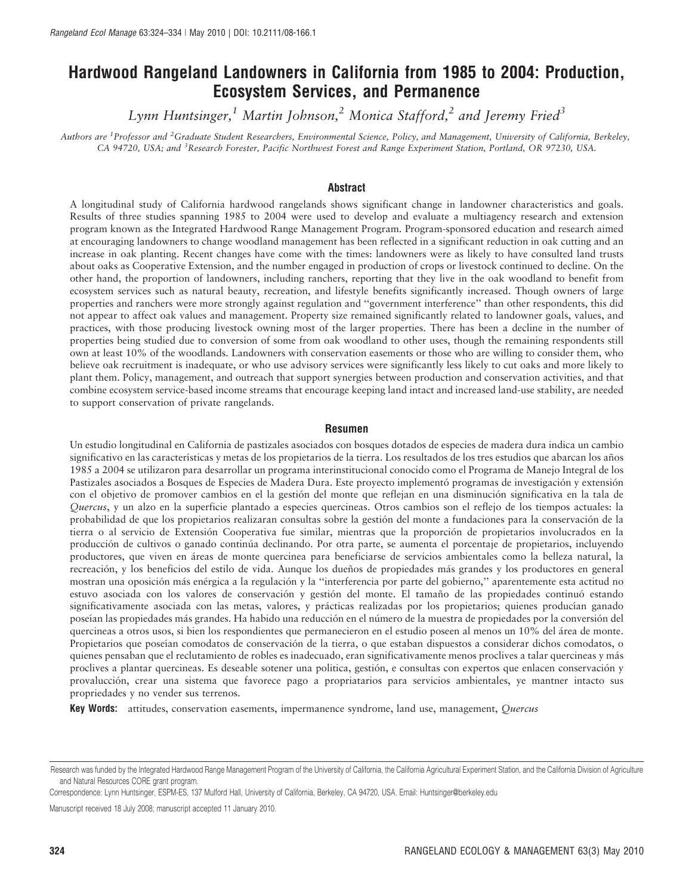# Hardwood Rangeland Landowners in California from 1985 to 2004: Production, Ecosystem Services, and Permanence

*Lynn Huntsinger,[1] Martin Johnson,[2] Monica Stafford,[2] and Jeremy Fried[3]*

*Authors are [1]Professor and [2]Graduate Student Researchers, Environmental Science, Policy, and Management, University of California, Berkeley, CA 94720, USA; and [3]Research Forester, Pacific Northwest Forest and Range Experiment Station, Portland, OR 97230, USA.*

## Abstract

A longitudinal study of California hardwood rangelands shows significant change in landowner characteristics and goals. Results of three studies spanning 1985 to 2004 were used to develop and evaluate a multiagency research and extension program known as the Integrated Hardwood Range Management Program. Program-sponsored education and research aimed at encouraging landowners to change woodland management has been reflected in a significant reduction in oak cutting and an increase in oak planting. Recent changes have come with the times: landowners were as likely to have consulted land trusts about oaks as Cooperative Extension, and the number engaged in production of crops or livestock continued to decline. On the other hand, the proportion of landowners, including ranchers, reporting that they live in the oak woodland to benefit from ecosystem services such as natural beauty, recreation, and lifestyle benefits significantly increased. Though owners of large properties and ranchers were more strongly against regulation and "government interference" than other respondents, this did not appear to affect oak values and management. Property size remained significantly related to landowner goals, values, and practices, with those producing livestock owning most of the larger properties. There has been a decline in the number of properties being studied due to conversion of some from oak woodland to other uses, though the remaining respondents still own at least 10% of the woodlands. Landowners with conservation easements or those who are willing to consider them, who believe oak recruitment is inadequate, or who use advisory services were significantly less likely to cut oaks and more likely to plant them. Policy, management, and outreach that support synergies between production and conservation activities, and that combine ecosystem service-based income streams that encourage keeping land intact and increased land-use stability, are needed to support conservation of private rangelands.

## Resumen

Un estudio longitudinal en California de pastizales asociados con bosques dotados de especies de madera dura indica un cambio significativo en las características y metas de los propietarios de la tierra. Los resultados de los tres estudios que abarcan los años 1985 a 2004 se utilizaron para desarrollar un programa interinstitucional conocido como el Programa de Manejo Integral de los Pastizales asociados a Bosques de Especies de Madera Dura. Este proyecto implementó programas de investigación y extensión con el objetivo de promover cambios en el la gestión del monte que reflejan en una disminución significativa en la tala de *Quercus*, y un alzo en la superficie plantado a especies quercineas. Otros cambios son el reflejo de los tiempos actuales: la probabilidad de que los propietarios realizaran consultas sobre la gestión del monte a fundaciones para la conservación de la tierra o al servicio de Extensión Cooperativa fue similar, mientras que la proporción de propietarios involucrados en la producción de cultivos o ganado continúa declinando. Por otra parte, se aumenta el porcentaje de propietarios, incluyendo productores, que viven en áreas de monte quercinea para beneficiarse de servicios ambientales como la belleza natural, la recreación, y los beneficios del estilo de vida. Aunque los dueños de propiedades más grandes y los productores en general mostran una oposición más enérgica a la regulación y la "interferencia por parte del gobierno," aparentemente esta actitud no estuvo asociada con los valores de conservación y gestión del monte. El tamaño de las propiedades continuó estando significativamente asociada con las metas, valores, y prácticas realizadas por los propietarios; quienes producían ganado poseían las propiedades más grandes. Ha habido una reducción en el número de la muestra de propiedades por la conversión del quercineas a otros usos, si bien los respondientes que permanecieron en el estudio poseen al menos un 10% del área de monte. Propietarios que poseían comodatos de conservación de la tierra, o que estaban dispuestos a considerar dichos comodatos, o quienes pensaban que el reclutamiento de robles es inadecuado, eran significativamente menos proclives a talar quercineas y más proclives a plantar quercineas. Es deseable sotener una politica, gestión, e consultas con expertos que enlacen conservación y provalucción, crear una sistema que favorece pago a propriatarios para servicios ambientales, ye mantner intacto sus propriedades y no vender sus terrenos.

**Key Words:** attitudes, conservation easements, impermanence syndrome, land use, management, *Quercus*

Research was funded by the Integrated Hardwood Range Management Program of the University of California, the California Agricultural Experiment Station, and the California Division of Agriculture and Natural Resources CORE grant program.

Correspondence: Lynn Huntsinger, ESPM-ES, 137 Mulford Hall, University of California, Berkeley, CA 94720, USA. Email: Huntsinger@berkeley.edu

Manuscript received 18 July 2008; manuscript accepted 11 January 2010.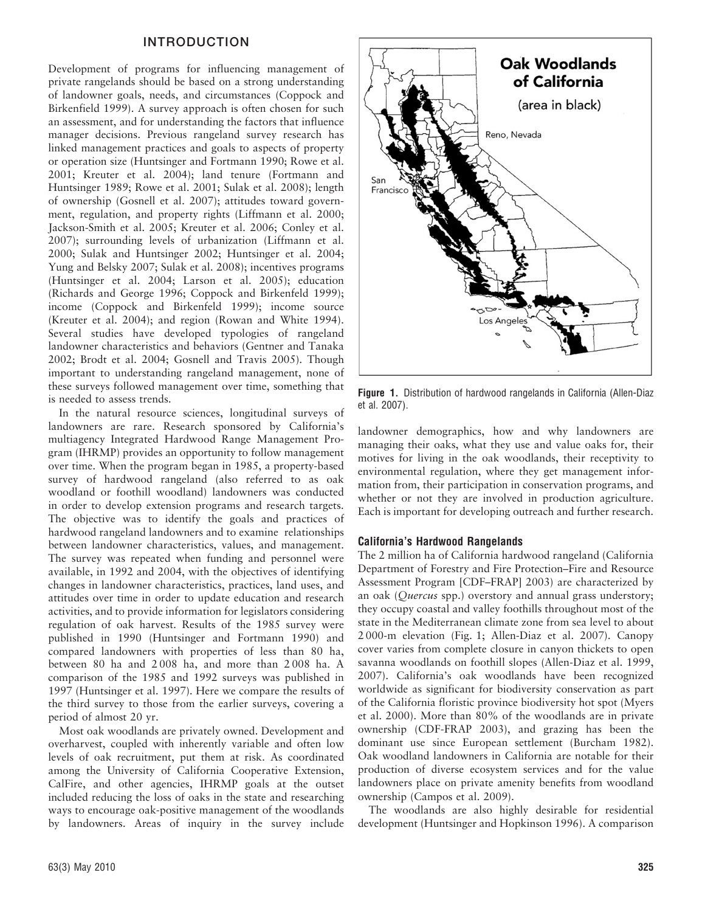## INTRODUCTION

Development of programs for influencing management of private rangelands should be based on a strong understanding of landowner goals, needs, and circumstances (Coppock and Birkenfield 1999). A survey approach is often chosen for such an assessment, and for understanding the factors that influence manager decisions. Previous rangeland survey research has linked management practices and goals to aspects of property or operation size (Huntsinger and Fortmann 1990; Rowe et al. 2001; Kreuter et al. 2004); land tenure (Fortmann and Huntsinger 1989; Rowe et al. 2001; Sulak et al. 2008); length of ownership (Gosnell et al. 2007); attitudes toward government, regulation, and property rights (Liffmann et al. 2000; Jackson-Smith et al. 2005; Kreuter et al. 2006; Conley et al. 2007); surrounding levels of urbanization (Liffmann et al. 2000; Sulak and Huntsinger 2002; Huntsinger et al. 2004; Yung and Belsky 2007; Sulak et al. 2008); incentives programs (Huntsinger et al. 2004; Larson et al. 2005); education (Richards and George 1996; Coppock and Birkenfield 1999); income (Coppock and Birkenfield 1999); income source (Kreuter et al. 2004); and region (Rowan and White 1994). Several studies have developed typologies of rangeland landowner characteristics and behaviors (Gentner and Tanaka 2002; Brodt et al. 2004; Gosnell and Travis 2005). Though important to understanding rangeland management, none of these surveys followed management over time, something that is needed to assess trends.

In the natural resource sciences, longitudinal surveys of landowners are rare. Research sponsored by California's multiagency Integrated Hardwood Range Management Program (IHRMP) provides an opportunity to follow management over time. When the program began in 1985, a property-based survey of hardwood rangeland (also referred to as oak woodland or foothill woodland) landowners was conducted in order to develop extension programs and research targets. The objective was to identify the goals and practices of hardwood rangeland landowners and to examine relationships between landowner characteristics, values, and management. The survey was repeated when funding and personnel were available, in 1992 and 2004, with the objectives of identifying changes in landowner characteristics, practices, land uses, and attitudes over time in order to update education and research activities, and to provide information for legislators considering regulation of oak harvest. Results of the 1985 survey were published in 1990 (Huntsinger and Fortmann 1990) and compared landowners with properties of less than 80 ha, between 80 ha and 2 008 ha, and more than 2 008 ha. A comparison of the 1985 and 1992 surveys was published in 1997 (Huntsinger et al. 1997). Here we compare the results of the third survey to those from the earlier surveys, covering a period of almost 20 yr.

Most oak woodlands are privately owned. Development and overharvest, coupled with inherently variable and often low levels of oak recruitment, put them at risk. As coordinated among the University of California Cooperative Extension, CalFire, and other agencies, IHRMP goals at the outset included reducing the loss of oaks in the state and researching ways to encourage oak-positive management of the woodlands by landowners. Areas of inquiry in the survey include landowner demographics, how and why landowners are managing their oaks, what they use and value oaks for, their motives for living in the oak woodlands, their receptivity to environmental regulation, where they get management information from, their participation in conservation programs, and whether or not they are involved in production agriculture. Each is important for developing outreach and further research.

**Figure 1.** Distribution of hardwood rangelands in California (Allen-Diaz et al. 2007).

### California's Hardwood Rangelands

The 2 million ha of California hardwood rangeland (California Department of Forestry and Fire Protection–Fire and Resource Assessment Program [CDF–FRAP] 2003) are characterized by an oak (*Quercus* spp.) overstory and annual grass understory; they occupy coastal and valley foothills throughout most of the state in the Mediterranean climate zone from sea level to about 2 000-m elevation (Fig. 1; Allen-Diaz et al. 2007). Canopy cover varies from complete closure in canyon thickets to open savanna woodlands on foothill slopes (Allen-Diaz et al. 1999, 2007). California's oak woodlands have been recognized worldwide as significant for biodiversity conservation as part of the California floristic province biodiversity hot spot (Myers et al. 2000). More than 80% of the woodlands are in private ownership (CDF-FRAP 2003), and grazing has been the dominant use since European settlement (Burcham 1982). Oak woodland landowners in California are notable for their production of diverse ecosystem services and for the value landowners place on private amenity benefits from woodland ownership (Campos et al. 2009).

The woodlands are also highly desirable for residential development (Huntsinger and Hopkinson 1996). A comparison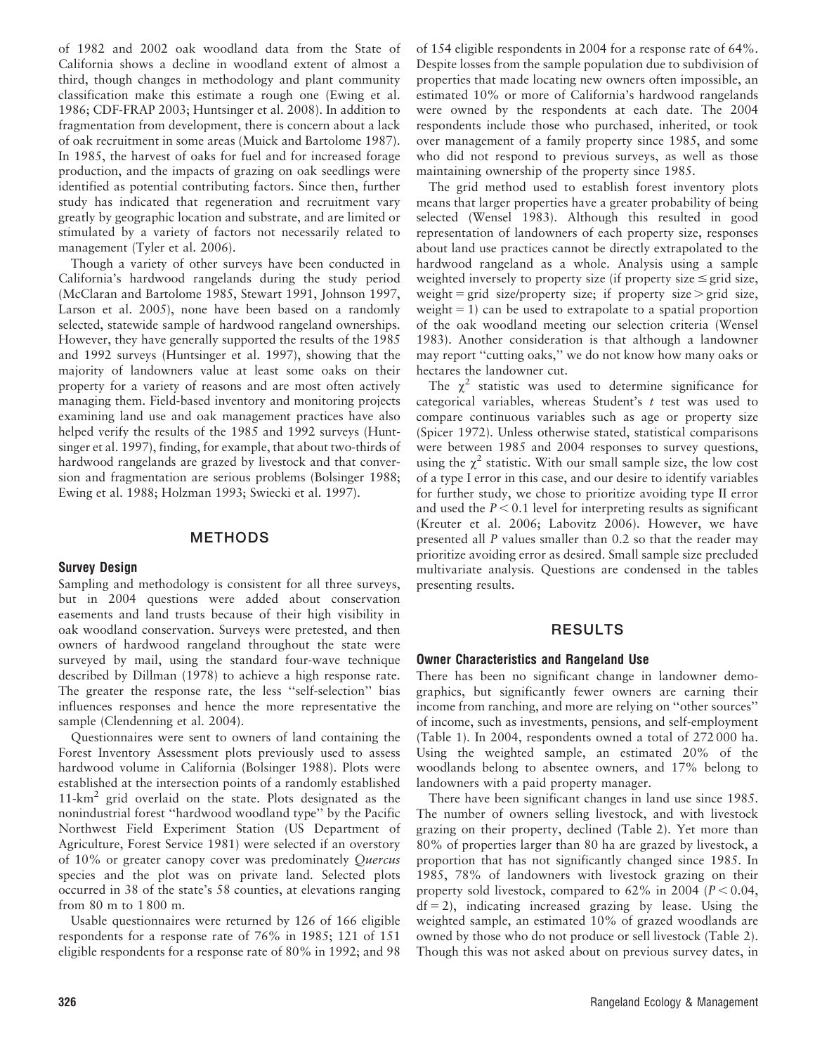of 1982 and 2002 oak woodland data from the State of California shows a decline in woodland extent of almost a third, though changes in methodology and plant community classification make this estimate a rough one (Ewing et al. 1986; CDF-FRAP 2003; Huntsinger et al. 2008). In addition to fragmentation from development, there is concern about a lack of oak recruitment in some areas (Muick and Bartolome 1987). In 1985, the harvest of oaks for fuel and for increased forage production, and the impacts of grazing on oak seedlings were identified as potential contributing factors. Since then, further study has indicated that regeneration and recruitment vary greatly by geographic location and substrate, and are limited or stimulated by a variety of factors not necessarily related to management (Tyler et al. 2006).

Though a variety of other surveys have been conducted in California's hardwood rangelands during the study period (McClaran and Bartolome 1985, Stewart 1991, Johnson 1997, Larson et al. 2005), none have been based on a randomly selected, statewide sample of hardwood rangeland ownerships. However, they have generally supported the results of the 1985 and 1992 surveys (Huntsinger et al. 1997), showing that the majority of landowners value at least some oaks on their property for a variety of reasons and are most often actively managing them. Field-based inventory and monitoring projects examining land use and oak management practices have also helped verify the results of the 1985 and 1992 surveys (Huntsinger et al. 1997), finding, for example, that about two-thirds of hardwood rangelands are grazed by livestock and that conversion and fragmentation are serious problems (Bolsinger 1988; Ewing et al. 1988; Holzman 1993; Swiecki et al. 1997).

## METHODS

### Survey Design

Sampling and methodology is consistent for all three surveys, but in 2004 questions were added about conservation easements and land trusts because of their high visibility in oak woodland conservation. Surveys were pretested, and then owners of hardwood rangeland throughout the state were surveyed by mail, using the standard four-wave technique described by Dillman (1978) to achieve a high response rate. The greater the response rate, the less "self-selection" bias influences responses and hence the more representative the sample (Clendenning et al. 2004).

Questionnaires were sent to owners of land containing the Forest Inventory Assessment plots previously used to assess hardwood volume in California (Bolsinger 1988). Plots were established at the intersection points of a randomly established 11-km$^2$ grid overlaid on the state. Plots designated as the nonindustrial forest "hardwood woodland type" by the Pacific Northwest Field Experiment Station (US Department of Agriculture, Forest Service 1981) were selected if an overstory of 10% or greater canopy cover was predominately *Quercus* species and the plot was on private land. Selected plots occurred in 38 of the state's 58 counties, at elevations ranging from 80 m to 1 800 m.

Usable questionnaires were returned by 126 of 166 eligible respondents for a response rate of 76% in 1985; 121 of 151 eligible respondents for a response rate of 80% in 1992; and 98 of 154 eligible respondents in 2004 for a response rate of 64%. Despite losses from the sample population due to subdivision of properties that made locating new owners often impossible, an estimated 10% or more of California's hardwood rangelands were owned by the respondents at each date. The 2004 respondents include those who purchased, inherited, or took over management of a family property since 1985, and some who did not respond to previous surveys, as well as those maintaining ownership of the property since 1985.

The grid method used to establish forest inventory plots means that larger properties have a greater probability of being selected (Wensel 1983). Although this resulted in good representation of landowners of each property size, responses about land use practices cannot be directly extrapolated to the hardwood rangeland as a whole. Analysis using a sample weighted inversely to property size (if property size $\leq$ grid size, weight = grid size/property size; if property size $>$ grid size, weight = 1) can be used to extrapolate to a spatial proportion of the oak woodland meeting our selection criteria (Wensel 1983). Another consideration is that although a landowner may report "cutting oaks," we do not know how many oaks or hectares the landowner cut.

The $\chi^2$ statistic was used to determine significance for categorical variables, whereas Student's *t* test was used to compare continuous variables such as age or property size (Spicer 1972). Unless otherwise stated, statistical comparisons were between 1985 and 2004 responses to survey questions, using the $\chi^2$ statistic. With our small sample size, the low cost of a type I error in this case, and our desire to identify variables for further study, we chose to prioritize avoiding type II error and used the $P < 0.1$ level for interpreting results as significant (Kreuter et al. 2006; Labovitz 2006). However, we have presented all $P$ values smaller than 0.2 so that the reader may prioritize avoiding error as desired. Small sample size precluded multivariate analysis. Questions are condensed in the tables presenting results.

## RESULTS

### Owner Characteristics and Rangeland Use

There has been no significant change in landowner demographics, but significantly fewer owners are earning their income from ranching, and more are relying on "other sources" of income, such as investments, pensions, and self-employment (Table 1). In 2004, respondents owned a total of 272 000 ha. Using the weighted sample, an estimated 20% of the woodlands belong to absentee owners, and 17% belong to landowners with a paid property manager.

There have been significant changes in land use since 1985. The number of owners selling livestock, and with livestock grazing on their property, declined (Table 2). Yet more than 80% of properties larger than 80 ha are grazed by livestock, a proportion that has not significantly changed since 1985. In 1985, 78% of landowners with livestock grazing on their property sold livestock, compared to 62% in 2004 ($P < 0.04$, df = 2), indicating increased grazing by lease. Using the weighted sample, an estimated 10% of grazed woodlands are owned by those who do not produce or sell livestock (Table 2). Though this was not asked about on previous survey dates, in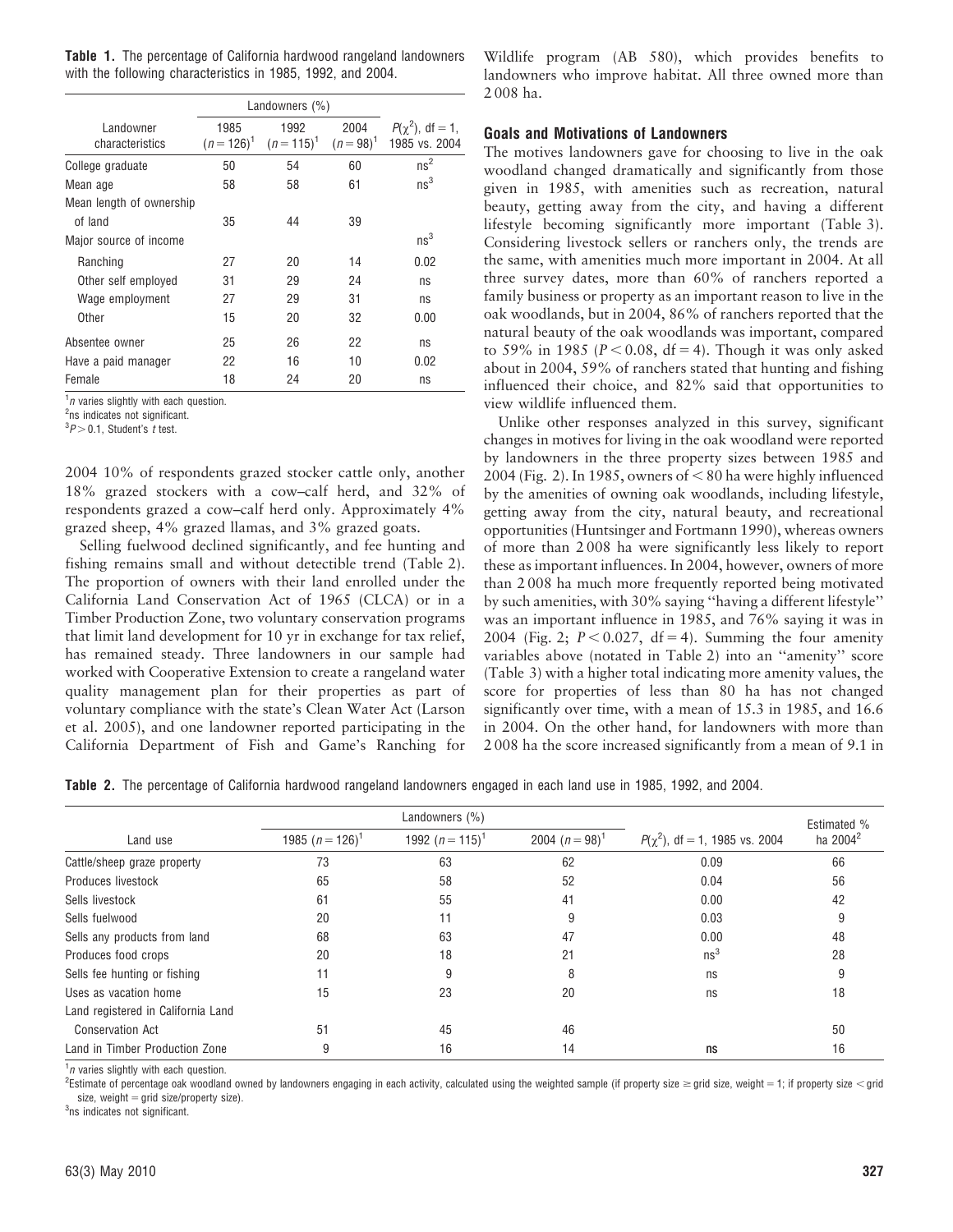**Table 1.** The percentage of California hardwood rangeland landowners with the following characteristics in 1985, 1992, and 2004.

| Landowner characteristics | Landowners (%) | | | $P(\chi^2)$, df = 1, 1985 vs. 2004 |
|---|---|---|---|---|
| | 1985 ($n = 126$)[1] | 1992 ($n = 115$)[1] | 2004 ($n = 98$)[1] | |
| College graduate | 50 | 54 | 60 | ns[2] |
| Mean age | 58 | 58 | 61 | ns[3] |
| Mean length of ownership of land | 35 | 44 | 39 | |
| Major source of income | | | | ns[3] |
| Ranching | 27 | 20 | 14 | 0.02 |
| Other self employed | 31 | 29 | 24 | ns |
| Wage employment | 27 | 29 | 31 | ns |
| Other | 15 | 20 | 32 | 0.00 |
| Absentee owner | 25 | 26 | 22 | ns |
| Have a paid manager | 22 | 16 | 10 | 0.02 |
| Female | 18 | 24 | 20 | ns |

[1] $n$ varies slightly with each question.
[2] ns indicates not significant.
[3] $P > 0.1$, Student's $t$ test.

2004 10% of respondents grazed stocker cattle only, another 18% grazed stockers with a cow–calf herd, and 32% of respondents grazed a cow–calf herd only. Approximately 4% grazed sheep, 4% grazed llamas, and 3% grazed goats.

Selling fuelwood declined significantly, and fee hunting and fishing remains small and without detectible trend (Table 2). The proportion of owners with their land enrolled under the California Land Conservation Act of 1965 (CLCA) or in a Timber Production Zone, two voluntary conservation programs that limit land development for 10 yr in exchange for tax relief, has remained steady. Three landowners in our sample had worked with Cooperative Extension to create a rangeland water quality management plan for their properties as part of voluntary compliance with the state's Clean Water Act (Larson et al. 2005), and one landowner reported participating in the California Department of Fish and Game's Ranching for Wildlife program (AB 580), which provides benefits to landowners who improve habitat. All three owned more than 2 008 ha.

## Goals and Motivations of Landowners

The motives landowners gave for choosing to live in the oak woodland changed dramatically and significantly from those given in 1985, with amenities such as recreation, natural beauty, getting away from the city, and having a different lifestyle becoming significantly more important (Table 3). Considering livestock sellers or ranchers only, the trends are the same, with amenities much more important in 2004. At all three survey dates, more than 60% of ranchers reported a family business or property as an important reason to live in the oak woodlands, but in 2004, 86% of ranchers reported that the natural beauty of the oak woodlands was important, compared to 59% in 1985 ($P < 0.08$, df = 4). Though it was only asked about in 2004, 59% of ranchers stated that hunting and fishing influenced their choice, and 82% said that opportunities to view wildlife influenced them.

Unlike other responses analyzed in this survey, significant changes in motives for living in the oak woodland were reported by landowners in the three property sizes between 1985 and 2004 (Fig. 2). In 1985, owners of < 80 ha were highly influenced by the amenities of owning oak woodlands, including lifestyle, getting away from the city, natural beauty, and recreational opportunities (Huntsinger and Fortmann 1990), whereas owners of more than 2 008 ha were significantly less likely to report these as important influences. In 2004, however, owners of more than 2 008 ha much more frequently reported being motivated by such amenities, with 30% saying "having a different lifestyle" was an important influence in 1985, and 76% saying it was in 2004 (Fig. 2; $P < 0.027$, df = 4). Summing the four amenity variables above (notated in Table 2) into an "amenity" score (Table 3) with a higher total indicating more amenity values, the score for properties of less than 80 ha has not changed significantly over time, with a mean of 15.3 in 1985, and 16.6 in 2004. On the other hand, for landowners with more than 2 008 ha the score increased significantly from a mean of 9.1 in

**Table 2.** The percentage of California hardwood rangeland landowners engaged in each land use in 1985, 1992, and 2004.

| Land use | Landowners (%) | | | | Estimated % ha 2004[2] |
|---|---|---|---|---|---|
| | 1985 ($n = 126$)[1] | 1992 ($n = 115$)[1] | 2004 ($n = 98$)[1] | $P(\chi^2)$, df = 1, 1985 vs. 2004 | |
| Cattle/sheep graze property | 73 | 63 | 62 | 0.09 | 66 |
| Produces livestock | 65 | 58 | 52 | 0.04 | 56 |
| Sells livestock | 61 | 55 | 41 | 0.00 | 42 |
| Sells fuelwood | 20 | 11 | 9 | 0.03 | 9 |
| Sells any products from land | 68 | 63 | 47 | 0.00 | 48 |
| Produces food crops | 20 | 18 | 21 | ns[3] | 28 |
| Sells fee hunting or fishing | 11 | 9 | 8 | ns | 9 |
| Uses as vacation home | 15 | 23 | 20 | ns | 18 |
| Land registered in California Land Conservation Act | 51 | 45 | 46 | | 50 |
| Land in Timber Production Zone | 9 | 16 | 14 | ns | 16 |

[1] $n$ varies slightly with each question.
[2] Estimate of percentage oak woodland owned by landowners engaging in each activity, calculated using the weighted sample (if property size ≥ grid size, weight = 1; if property size < grid size, weight = grid size/property size).
[3] ns indicates not significant.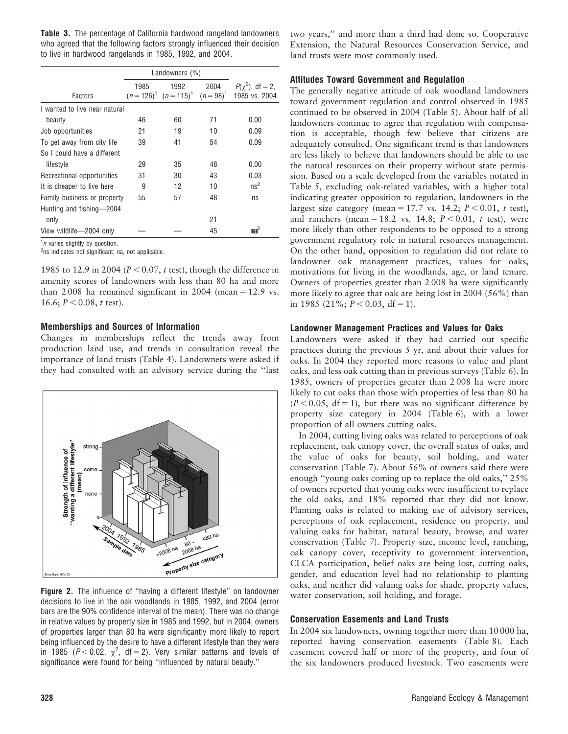**Table 3.** The percentage of California hardwood rangeland landowners who agreed that the following factors strongly influenced their decision to live in hardwood rangelands in 1985, 1992, and 2004.

| Factors | Landowners (%) 1985 ($n = 126$)[1] | 1992 ($n = 115$)[1] | 2004 ($n = 98$)[1] | $P(\chi^2)$, df = 2, 1985 vs. 2004 |
|---|---|---|---|---|
| I wanted to live near natural beauty | 46 | 60 | 71 | 0.00 |
| Job opportunities | 21 | 19 | 10 | 0.09 |
| To get away from city life | 39 | 41 | 54 | 0.09 |
| So I could have a different lifestyle | 29 | 35 | 48 | 0.00 |
| Recreational opportunities | 31 | 30 | 43 | 0.03 |
| It is cheaper to live here | 9 | 12 | 10 | ns[2] |
| Family business or property | 55 | 57 | 48 | ns |
| Hunting and fishing—2004 only | | | 21 | |
| View wildlife—2004 only | — | — | 45 | na[2] |

[1] $n$ varies slightly by question.
[2] ns indicates not significant; na, not applicable.

1985 to 12.9 in 2004 ($P < 0.07$, $t$ test), though the difference in amenity scores of landowners with less than 80 ha and more than 2 008 ha remained significant in 2004 (mean = 12.9 vs. 16.6; $P < 0.08$, $t$ test).

### Memberships and Sources of Information

Changes in memberships reflect the trends away from production land use, and trends in consultation reveal the importance of land trusts (Table 4). Landowners were asked if they had consulted with an advisory service during the "last two years," and more than a third had done so. Cooperative Extension, the Natural Resources Conservation Service, and land trusts were most commonly used.

**Figure 2.** The influence of "having a different lifestyle" on landowner decisions to live in the oak woodlands in 1985, 1992, and 2004 (error bars are the 90% confidence interval of the mean). There was no change in relative values by property size in 1985 and 1992, but in 2004, owners of properties larger than 80 ha were significantly more likely to report being influenced by the desire to have a different lifestyle than they were in 1985 ($P < 0.02$, $\chi^2$, df = 2). Very similar patterns and levels of significance were found for being "influenced by natural beauty."

### Attitudes Toward Government and Regulation

The generally negative attitude of oak woodland landowners toward government regulation and control observed in 1985 continued to be observed in 2004 (Table 5). About half of all landowners continue to agree that regulation with compensation is acceptable, though few believe that citizens are adequately consulted. One significant trend is that landowners are less likely to believe that landowners should be able to use the natural resources on their property without state permission. Based on a scale developed from the variables notated in Table 5, excluding oak-related variables, with a higher total indicating greater opposition to regulation, landowners in the largest size category (mean = 17.7 vs. 14.2; $P < 0.01$, $t$ test), and ranchers (mean = 18.2 vs. 14.8; $P < 0.01$, $t$ test), were more likely than other respondents to be opposed to a strong government regulatory role in natural resources management. On the other hand, opposition to regulation did not relate to landowner oak management practices, values for oaks, motivations for living in the woodlands, age, or land tenure. Owners of properties greater than 2 008 ha were significantly more likely to agree that oak are being lost in 2004 (56%) than in 1985 (21%; $P < 0.03$, df = 1).

### Landowner Management Practices and Values for Oaks

Landowners were asked if they had carried out specific practices during the previous 5 yr, and about their values for oaks. In 2004 they reported more reasons to value and plant oaks, and less oak cutting than in previous surveys (Table 6). In 1985, owners of properties greater than 2 008 ha were more likely to cut oaks than those with properties of less than 80 ha ($P < 0.05$, df = 1), but there was no significant difference by property size category in 2004 (Table 6), with a lower proportion of all owners cutting oaks.

In 2004, cutting living oaks was related to perceptions of oak replacement, oak canopy cover, the overall status of oaks, and the value of oaks for beauty, soil holding, and water conservation (Table 7). About 56% of owners said there were enough "young oaks coming up to replace the old oaks," 25% of owners reported that young oaks were insufficient to replace the old oaks, and 18% reported that they did not know. Planting oaks is related to making use of advisory services, perceptions of oak replacement, residence on property, and valuing oaks for habitat, natural beauty, browse, and water conservation (Table 7). Property size, income level, ranching, oak canopy cover, receptivity to government intervention, CLCA participation, belief oaks are being lost, cutting oaks, gender, and education level had no relationship to planting oaks, and neither did valuing oaks for shade, property values, water conservation, soil holding, and forage.

### Conservation Easements and Land Trusts

In 2004 six landowners, owning together more than 10 000 ha, reported having conservation easements (Table 8). Each easement covered half or more of the property, and four of the six landowners produced livestock. Two easements were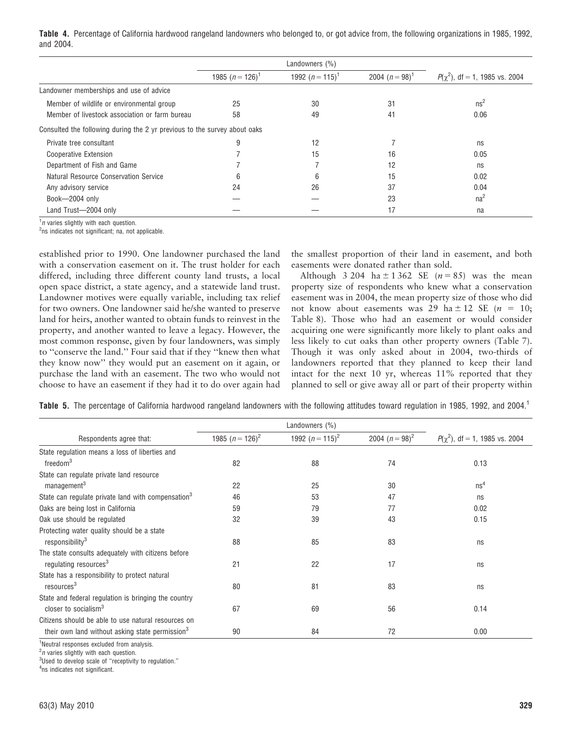**Table 4.** Percentage of California hardwood rangeland landowners who belonged to, or got advice from, the following organizations in 1985, 1992, and 2004.

| | Landowners (%) | | | |
|---|---|---|---|---|
| | 1985 ($n = 126$)[1] | 1992 ($n = 115$)[1] | 2004 ($n = 98$)[1] | $P(\chi^2)$, df = 1, 1985 vs. 2004 |
| Landowner memberships and use of advice | | | | |
| Member of wildlife or environmental group | 25 | 30 | 31 | ns[2] |
| Member of livestock association or farm bureau | 58 | 49 | 41 | 0.06 |
| Consulted the following during the 2 yr previous to the survey about oaks | | | | |
| Private tree consultant | 9 | 12 | 7 | ns |
| Cooperative Extension | 7 | 15 | 16 | 0.05 |
| Department of Fish and Game | 7 | 7 | 12 | ns |
| Natural Resource Conservation Service | 6 | 6 | 15 | 0.02 |
| Any advisory service | 24 | 26 | 37 | 0.04 |
| Book—2004 only | — | — | 23 | na[2] |
| Land Trust—2004 only | — | — | 17 | na |

[1] $n$ varies slightly with each question.
[2] ns indicates not significant; na, not applicable.

established prior to 1990. One landowner purchased the land with a conservation easement on it. The trust holder for each differed, including three different county land trusts, a local open space district, a state agency, and a statewide land trust. Landowner motives were equally variable, including tax relief for two owners. One landowner said he/she wanted to preserve land for heirs, another wanted to obtain funds to reinvest in the property, and another wanted to leave a legacy. However, the most common response, given by four landowners, was simply to "conserve the land." Four said that if they "knew then what they know now" they would put an easement on it again, or purchase the land with an easement. The two who would not choose to have an easement if they had it to do over again had the smallest proportion of their land in easement, and both easements were donated rather than sold.

Although 3 204 ha ± 1 362 SE ($n = 85$) was the mean property size of respondents who knew what a conservation easement was in 2004, the mean property size of those who did not know about easements was 29 ha ± 12 SE ($n = 10$; Table 8). Those who had an easement or would consider acquiring one were significantly more likely to plant oaks and less likely to cut oaks than other property owners (Table 7). Though it was only asked about in 2004, two-thirds of landowners reported that they planned to keep their land intact for the next 10 yr, whereas 11% reported that they planned to sell or give away all or part of their property within

**Table 5.** The percentage of California hardwood rangeland landowners with the following attitudes toward regulation in 1985, 1992, and 2004.[1]

| | Landowners (%) | | | |
|---|---|---|---|---|
| Respondents agree that: | 1985 ($n = 126$)[2] | 1992 ($n = 115$)[2] | 2004 ($n = 98$)[2] | $P(\chi^2)$, df = 1, 1985 vs. 2004 |
| State regulation means a loss of liberties and freedom[3] | 82 | 88 | 74 | 0.13 |
| State can regulate private land resource management[3] | 22 | 25 | 30 | ns[4] |
| State can regulate private land with compensation[3] | 46 | 53 | 47 | ns |
| Oaks are being lost in California | 59 | 79 | 77 | 0.02 |
| Oak use should be regulated | 32 | 39 | 43 | 0.15 |
| Protecting water quality should be a state responsibility[3] | 88 | 85 | 83 | ns |
| The state consults adequately with citizens before regulating resources[3] | 21 | 22 | 17 | ns |
| State has a responsibility to protect natural resources[3] | 80 | 81 | 83 | ns |
| State and federal regulation is bringing the country closer to socialism[3] | 67 | 69 | 56 | 0.14 |
| Citizens should be able to use natural resources on their own land without asking state permission[3] | 90 | 84 | 72 | 0.00 |

[1] Neutral responses excluded from analysis.
[2] $n$ varies slightly with each question.
[3] Used to develop scale of "receptivity to regulation."
[4] ns indicates not significant.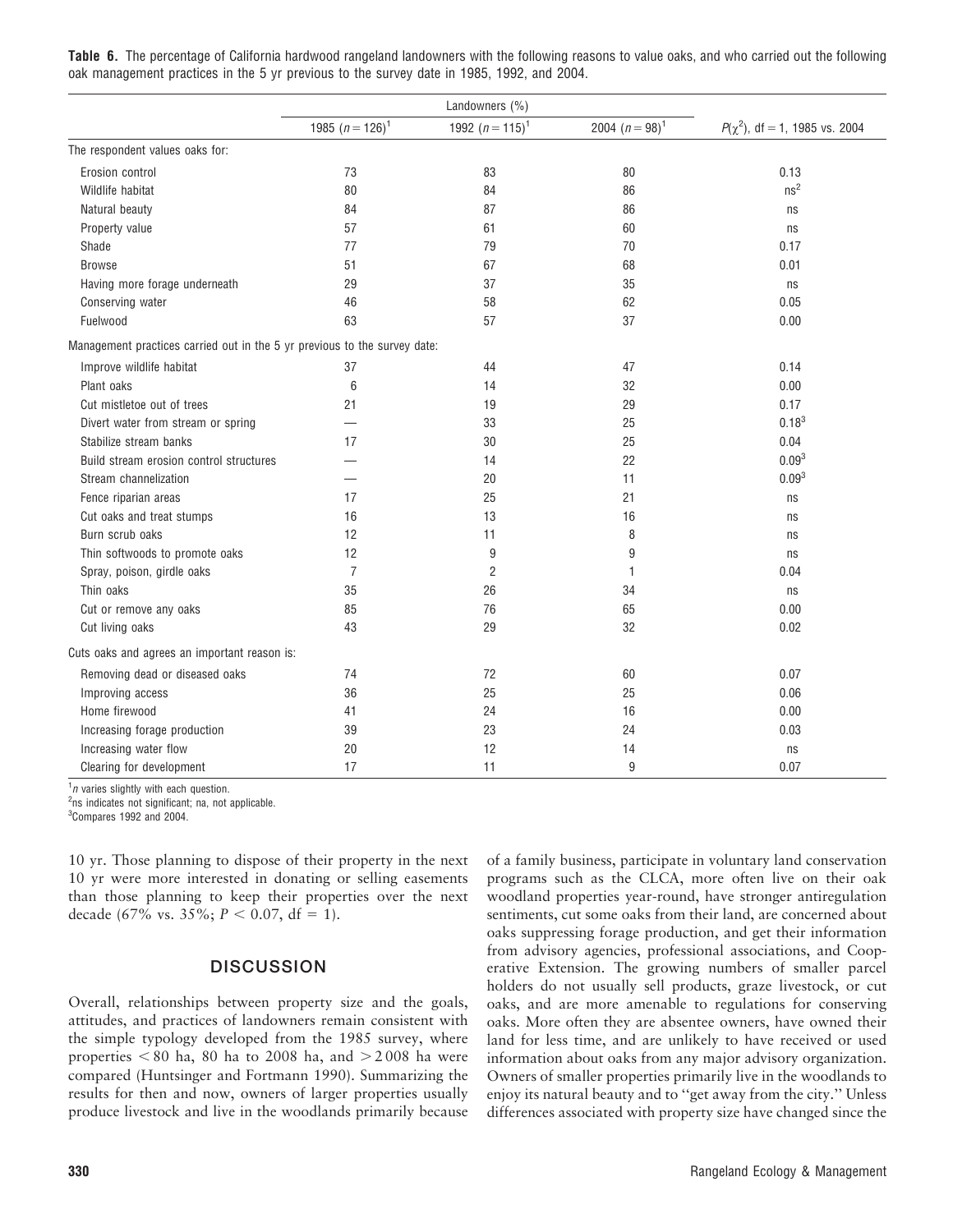**Table 6.** The percentage of California hardwood rangeland landowners with the following reasons to value oaks, and who carried out the following oak management practices in the 5 yr previous to the survey date in 1985, 1992, and 2004.

| | Landowners (%) | | | |
|---|---|---|---|---|
| | 1985 ($n = 126$)[1] | 1992 ($n = 115$)[1] | 2004 ($n = 98$)[1] | $P(\chi^2)$, df = 1, 1985 vs. 2004 |
| **The respondent values oaks for:** | | | | |
| Erosion control | 73 | 83 | 80 | 0.13 |
| Wildlife habitat | 80 | 84 | 86 | ns[2] |
| Natural beauty | 84 | 87 | 86 | ns |
| Property value | 57 | 61 | 60 | ns |
| Shade | 77 | 79 | 70 | 0.17 |
| Browse | 51 | 67 | 68 | 0.01 |
| Having more forage underneath | 29 | 37 | 35 | ns |
| Conserving water | 46 | 58 | 62 | 0.05 |
| Fuelwood | 63 | 57 | 37 | 0.00 |
| **Management practices carried out in the 5 yr previous to the survey date:** | | | | |
| Improve wildlife habitat | 37 | 44 | 47 | 0.14 |
| Plant oaks | 6 | 14 | 32 | 0.00 |
| Cut mistletoe out of trees | 21 | 19 | 29 | 0.17 |
| Divert water from stream or spring | — | 33 | 25 | 0.18[3] |
| Stabilize stream banks | 17 | 30 | 25 | 0.04 |
| Build stream erosion control structures | — | 14 | 22 | 0.09[3] |
| Stream channelization | — | 20 | 11 | 0.09[3] |
| Fence riparian areas | 17 | 25 | 21 | ns |
| Cut oaks and treat stumps | 16 | 13 | 16 | ns |
| Burn scrub oaks | 12 | 11 | 8 | ns |
| Thin softwoods to promote oaks | 12 | 9 | 9 | ns |
| Spray, poison, girdle oaks | 7 | 2 | 1 | 0.04 |
| Thin oaks | 35 | 26 | 34 | ns |
| Cut or remove any oaks | 85 | 76 | 65 | 0.00 |
| Cut living oaks | 43 | 29 | 32 | 0.02 |
| **Cuts oaks and agrees an important reason is:** | | | | |
| Removing dead or diseased oaks | 74 | 72 | 60 | 0.07 |
| Improving access | 36 | 25 | 25 | 0.06 |
| Home firewood | 41 | 24 | 16 | 0.00 |
| Increasing forage production | 39 | 23 | 24 | 0.03 |
| Increasing water flow | 20 | 12 | 14 | ns |
| Clearing for development | 17 | 11 | 9 | 0.07 |

[1] $n$ varies slightly with each question.
[2] ns indicates not significant; na, not applicable.
[3] Compares 1992 and 2004.

10 yr. Those planning to dispose of their property in the next 10 yr were more interested in donating or selling easements than those planning to keep their properties over the next decade (67% vs. 35%; $P < 0.07$, df = 1).

## DISCUSSION

Overall, relationships between property size and the goals, attitudes, and practices of landowners remain consistent with the simple typology developed from the 1985 survey, where properties < 80 ha, 80 ha to 2008 ha, and > 2 008 ha were compared (Huntsinger and Fortmann 1990). Summarizing the results for then and now, owners of larger properties usually produce livestock and live in the woodlands primarily because of a family business, participate in voluntary land conservation programs such as the CLCA, more often live on their oak woodland properties year-round, have stronger antiregulation sentiments, cut some oaks from their land, are concerned about oaks suppressing forage production, and get their information from advisory agencies, professional associations, and Cooperative Extension. The growing numbers of smaller parcel holders do not usually sell products, graze livestock, or cut oaks, and are more amenable to regulations for conserving oaks. More often they are absentee owners, have owned their land for less time, and are unlikely to have received or used information about oaks from any major advisory organization. Owners of smaller properties primarily live in the woodlands to enjoy its natural beauty and to "get away from the city." Unless differences associated with property size have changed since the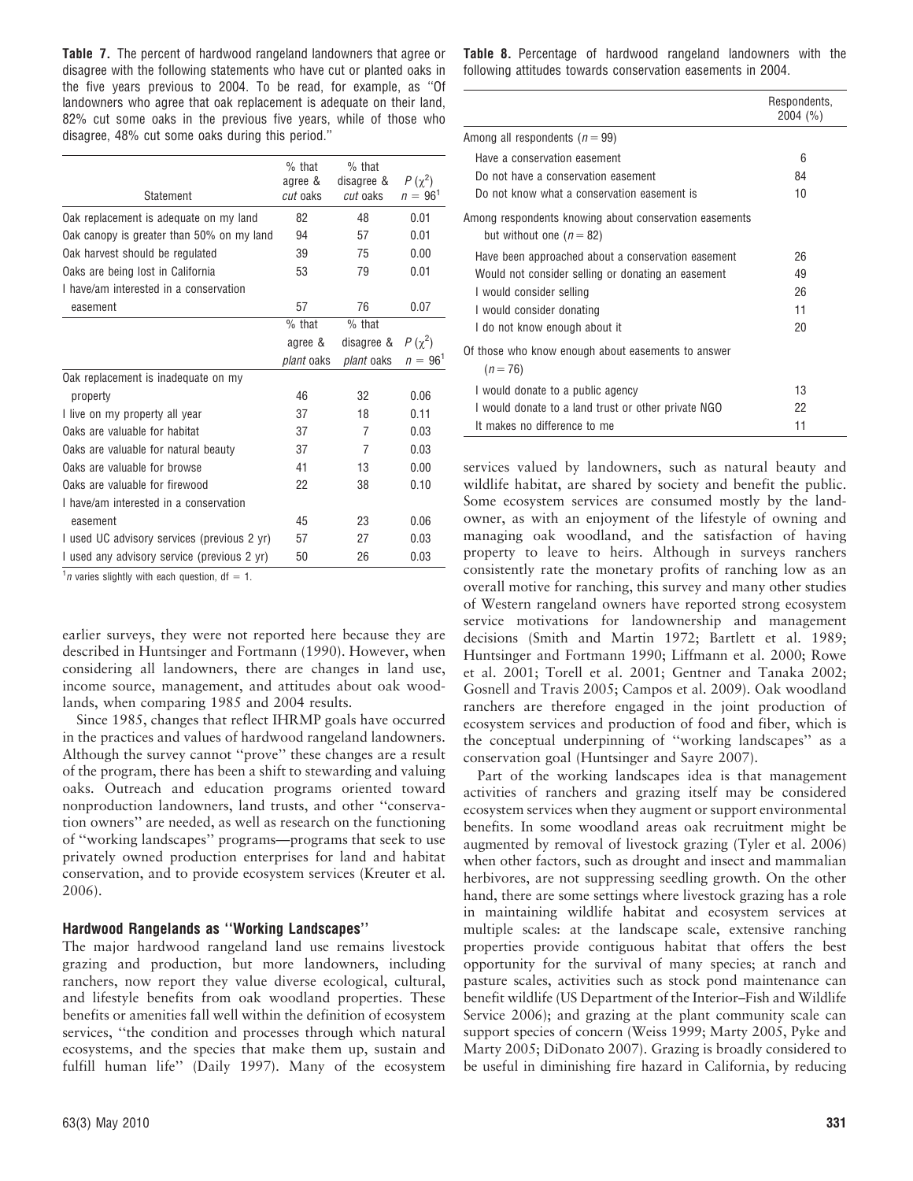**Table 7.** The percent of hardwood rangeland landowners that agree or disagree with the following statements who have cut or planted oaks in the five years previous to 2004. To be read, for example, as "Of landowners who agree that oak replacement is adequate on their land, 82% cut some oaks in the previous five years, while of those who disagree, 48% cut some oaks during this period."

| Statement | % that agree & *cut* oaks | % that disagree & *cut* oaks | $P(\chi^2)$ $n = 96$[1] |
|---|---|---|---|
| Oak replacement is adequate on my land | 82 | 48 | 0.01 |
| Oak canopy is greater than 50% on my land | 94 | 57 | 0.01 |
| Oak harvest should be regulated | 39 | 75 | 0.00 |
| Oaks are being lost in California | 53 | 79 | 0.01 |
| I have/am interested in a conservation easement | 57 | 76 | 0.07 |
| | % that agree & *plant* oaks | % that disagree & *plant* oaks | $P(\chi^2)$ $n = 96$[1] |
| Oak replacement is inadequate on my property | 46 | 32 | 0.06 |
| I live on my property all year | 37 | 18 | 0.11 |
| Oaks are valuable for habitat | 37 | 7 | 0.03 |
| Oaks are valuable for natural beauty | 37 | 7 | 0.03 |
| Oaks are valuable for browse | 41 | 13 | 0.00 |
| Oaks are valuable for firewood | 22 | 38 | 0.10 |
| I have/am interested in a conservation easement | 45 | 23 | 0.06 |
| I used UC advisory services (previous 2 yr) | 57 | 27 | 0.03 |
| I used any advisory service (previous 2 yr) | 50 | 26 | 0.03 |

[1] *n* varies slightly with each question, df = 1.

**Table 8.** Percentage of hardwood rangeland landowners with the following attitudes towards conservation easements in 2004.

| | Respondents, 2004 (%) |
|---|---|
| Among all respondents ($n = 99$) | |
| Have a conservation easement | 6 |
| Do not have a conservation easement | 84 |
| Do not know what a conservation easement is | 10 |
| Among respondents knowing about conservation easements but without one ($n = 82$) | |
| Have been approached about a conservation easement | 26 |
| Would not consider selling or donating an easement | 49 |
| I would consider selling | 26 |
| I would consider donating | 11 |
| I do not know enough about it | 20 |
| Of those who know enough about easements to answer ($n = 76$) | |
| I would donate to a public agency | 13 |
| I would donate to a land trust or other private NGO | 22 |
| It makes no difference to me | 11 |

earlier surveys, they were not reported here because they are described in Huntsinger and Fortmann (1990). However, when considering all landowners, there are changes in land use, income source, management, and attitudes about oak woodlands, when comparing 1985 and 2004 results.

Since 1985, changes that reflect IHRMP goals have occurred in the practices and values of hardwood rangeland landowners. Although the survey cannot "prove" these changes are a result of the program, there has been a shift to stewarding and valuing oaks. Outreach and education programs oriented toward nonproduction landowners, land trusts, and other "conservation owners" are needed, as well as research on the functioning of "working landscapes" programs—programs that seek to use privately owned production enterprises for land and habitat conservation, and to provide ecosystem services (Kreuter et al. 2006).

### Hardwood Rangelands as "Working Landscapes"

The major hardwood rangeland land use remains livestock grazing and production, but more landowners, including ranchers, now report they value diverse ecological, cultural, and lifestyle benefits from oak woodland properties. These benefits or amenities fall well within the definition of ecosystem services, "the condition and processes through which natural ecosystems, and the species that make them up, sustain and fulfill human life" (Daily 1997). Many of the ecosystem services valued by landowners, such as natural beauty and wildlife habitat, are shared by society and benefit the public. Some ecosystem services are consumed mostly by the landowner, as with an enjoyment of the lifestyle of owning and managing oak woodland, and the satisfaction of having property to leave to heirs. Although in surveys ranchers consistently rate the monetary profits of ranching low as an overall motive for ranching, this survey and many other studies of Western rangeland owners have reported strong ecosystem service motivations for landownership and management decisions (Smith and Martin 1972; Bartlett et al. 1989; Huntsinger and Fortmann 1990; Liffmann et al. 2000; Rowe et al. 2001; Torell et al. 2001; Gentner and Tanaka 2002; Gosnell and Travis 2005; Campos et al. 2009). Oak woodland ranchers are therefore engaged in the joint production of ecosystem services and production of food and fiber, which is the conceptual underpinning of "working landscapes" as a conservation goal (Huntsinger and Sayre 2007).

Part of the working landscapes idea is that management activities of ranchers and grazing itself may be considered ecosystem services when they augment or support environmental benefits. In some woodland areas oak recruitment might be augmented by removal of livestock grazing (Tyler et al. 2006) when other factors, such as drought and insect and mammalian herbivores, are not suppressing seedling growth. On the other hand, there are some settings where livestock grazing has a role in maintaining wildlife habitat and ecosystem services at multiple scales: at the landscape scale, extensive ranching properties provide contiguous habitat that offers the best opportunity for the survival of many species; at ranch and pasture scales, activities such as stock pond maintenance can benefit wildlife (US Department of the Interior–Fish and Wildlife Service 2006); and grazing at the plant community scale can support species of concern (Weiss 1999; Marty 2005, Pyke and Marty 2005; DiDonato 2007). Grazing is broadly considered to be useful in diminishing fire hazard in California, by reducing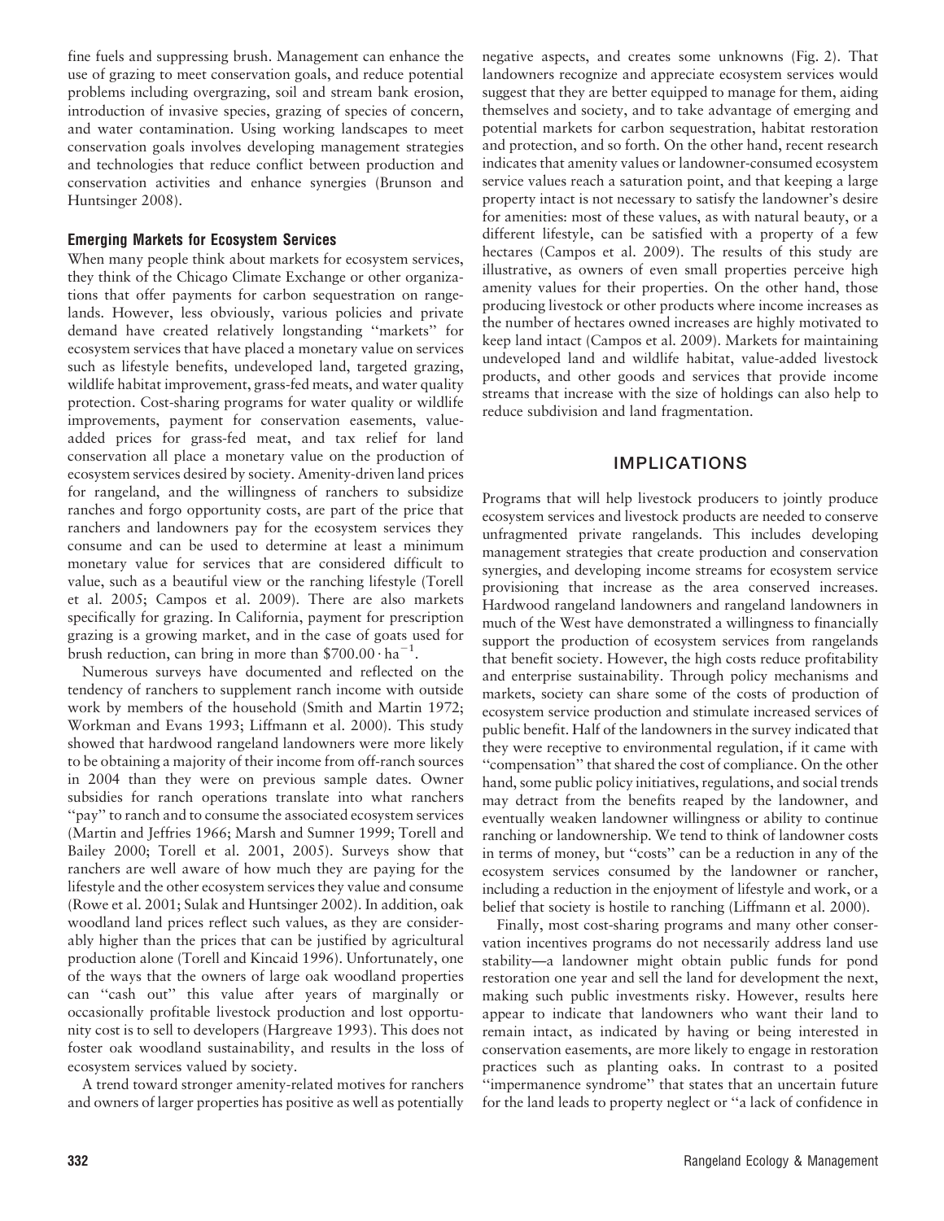fine fuels and suppressing brush. Management can enhance the use of grazing to meet conservation goals, and reduce potential problems including overgrazing, soil and stream bank erosion, introduction of invasive species, grazing of species of concern, and water contamination. Using working landscapes to meet conservation goals involves developing management strategies and technologies that reduce conflict between production and conservation activities and enhance synergies (Brunson and Huntsinger 2008).

### Emerging Markets for Ecosystem Services

When many people think about markets for ecosystem services, they think of the Chicago Climate Exchange or other organizations that offer payments for carbon sequestration on rangelands. However, less obviously, various policies and private demand have created relatively longstanding "markets" for ecosystem services that have placed a monetary value on services such as lifestyle benefits, undeveloped land, targeted grazing, wildlife habitat improvement, grass-fed meats, and water quality protection. Cost-sharing programs for water quality or wildlife improvements, payment for conservation easements, value-added prices for grass-fed meat, and tax relief for land conservation all place a monetary value on the production of ecosystem services desired by society. Amenity-driven land prices for rangeland, and the willingness of ranchers to subsidize ranches and forgo opportunity costs, are part of the price that ranchers and landowners pay for the ecosystem services they consume and can be used to determine at least a minimum monetary value for services that are considered difficult to value, such as a beautiful view or the ranching lifestyle (Torell et al. 2005; Campos et al. 2009). There are also markets specifically for grazing. In California, payment for prescription grazing is a growing market, and in the case of goats used for brush reduction, can bring in more than $\$700.00 \cdot \mathrm{ha}^{-1}$.

Numerous surveys have documented and reflected on the tendency of ranchers to supplement ranch income with outside work by members of the household (Smith and Martin 1972; Workman and Evans 1993; Liffmann et al. 2000). This study showed that hardwood rangeland landowners were more likely to be obtaining a majority of their income from off-ranch sources in 2004 than they were on previous sample dates. Owner subsidies for ranch operations translate into what ranchers "pay" to ranch and to consume the associated ecosystem services (Martin and Jeffries 1966; Marsh and Sumner 1999; Torell and Bailey 2000; Torell et al. 2001, 2005). Surveys show that ranchers are well aware of how much they are paying for the lifestyle and the other ecosystem services they value and consume (Rowe et al. 2001; Sulak and Huntsinger 2002). In addition, oak woodland land prices reflect such values, as they are considerably higher than the prices that can be justified by agricultural production alone (Torell and Kincaid 1996). Unfortunately, one of the ways that the owners of large oak woodland properties can "cash out" this value after years of marginally or occasionally profitable livestock production and lost opportunity cost is to sell to developers (Hargreave 1993). This does not foster oak woodland sustainability, and results in the loss of ecosystem services valued by society.

A trend toward stronger amenity-related motives for ranchers and owners of larger properties has positive as well as potentially negative aspects, and creates some unknowns (Fig. 2). That landowners recognize and appreciate ecosystem services would suggest that they are better equipped to manage for them, aiding themselves and society, and to take advantage of emerging and potential markets for carbon sequestration, habitat restoration and protection, and so forth. On the other hand, recent research indicates that amenity values or landowner-consumed ecosystem service values reach a saturation point, and that keeping a large property intact is not necessary to satisfy the landowner's desire for amenities: most of these values, as with natural beauty, or a different lifestyle, can be satisfied with a property of a few hectares (Campos et al. 2009). The results of this study are illustrative, as owners of even small properties perceive high amenity values for their properties. On the other hand, those producing livestock or other products where income increases as the number of hectares owned increases are highly motivated to keep land intact (Campos et al. 2009). Markets for maintaining undeveloped land and wildlife habitat, value-added livestock products, and other goods and services that provide income streams that increase with the size of holdings can also help to reduce subdivision and land fragmentation.

## IMPLICATIONS

Programs that will help livestock producers to jointly produce ecosystem services and livestock products are needed to conserve unfragmented private rangelands. This includes developing management strategies that create production and conservation synergies, and developing income streams for ecosystem service provisioning that increase as the area conserved increases. Hardwood rangeland landowners and rangeland landowners in much of the West have demonstrated a willingness to financially support the production of ecosystem services from rangelands that benefit society. However, the high costs reduce profitability and enterprise sustainability. Through policy mechanisms and markets, society can share some of the costs of production of ecosystem service production and stimulate increased services of public benefit. Half of the landowners in the survey indicated that they were receptive to environmental regulation, if it came with "compensation" that shared the cost of compliance. On the other hand, some public policy initiatives, regulations, and social trends may detract from the benefits reaped by the landowner, and eventually weaken landowner willingness or ability to continue ranching or landownership. We tend to think of landowner costs in terms of money, but "costs" can be a reduction in any of the ecosystem services consumed by the landowner or rancher, including a reduction in the enjoyment of lifestyle and work, or a belief that society is hostile to ranching (Liffmann et al. 2000).

Finally, most cost-sharing programs and many other conservation incentives programs do not necessarily address land use stability—a landowner might obtain public funds for pond restoration one year and sell the land for development the next, making such public investments risky. However, results here appear to indicate that landowners who want their land to remain intact, as indicated by having or being interested in conservation easements, are more likely to engage in restoration practices such as planting oaks. In contrast to a posited "impermanence syndrome" that states that an uncertain future for the land leads to property neglect or "a lack of confidence in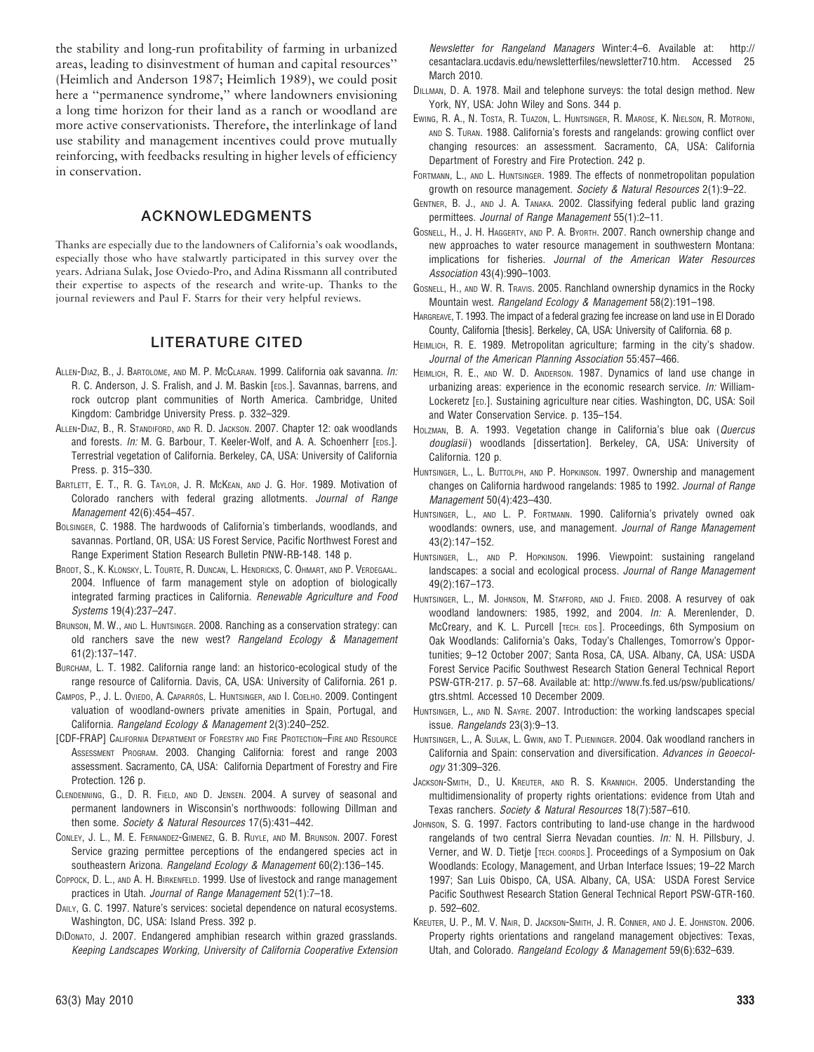the stability and long-run profitability of farming in urbanized areas, leading to disinvestment of human and capital resources'' (Heimlich and Anderson 1987; Heimlich 1989), we could posit here a ''permanence syndrome,'' where landowners envisioning a long time horizon for their land as a ranch or woodland are more active conservationists. Therefore, the interlinkage of land use stability and management incentives could prove mutually reinforcing, with feedbacks resulting in higher levels of efficiency in conservation.

## ACKNOWLEDGMENTS

Thanks are especially due to the landowners of California's oak woodlands, especially those who have stalwartly participated in this survey over the years. Adriana Sulak, Jose Oviedo-Pro, and Adina Rissmann all contributed their expertise to aspects of the research and write-up. Thanks to the journal reviewers and Paul F. Starrs for their very helpful reviews.

## LITERATURE CITED

Allen-Diaz, B., J. Bartolome, and M. P. McClaran. 1999. California oak savanna. *In:* R. C. Anderson, J. S. Fralish, and J. M. Baskin [eds.]. Savannas, barrens, and rock outcrop plant communities of North America. Cambridge, United Kingdom: Cambridge University Press. p. 332–329.

Allen-Diaz, B., R. Standiford, and R. D. Jackson. 2007. Chapter 12: oak woodlands and forests. *In:* M. G. Barbour, T. Keeler-Wolf, and A. A. Schoenherr [eds.]. Terrestrial vegetation of California. Berkeley, CA, USA: University of California Press. p. 315–330.

Bartlett, E. T., R. G. Taylor, J. R. McKean, and J. G. Hof. 1989. Motivation of Colorado ranchers with federal grazing allotments. *Journal of Range Management* 42(6):454–457.

Bolsinger, C. 1988. The hardwoods of California's timberlands, woodlands, and savannas. Portland, OR, USA: US Forest Service, Pacific Northwest Forest and Range Experiment Station Research Bulletin PNW-RB-148. 148 p.

Brodt, S., K. Klonsky, L. Tourte, R. Duncan, L. Hendricks, C. Ohmart, and P. Verdegaal. 2004. Influence of farm management style on adoption of biologically integrated farming practices in California. *Renewable Agriculture and Food Systems* 19(4):237–247.

Brunson, M. W., and L. Huntsinger. 2008. Ranching as a conservation strategy: can old ranchers save the new west? *Rangeland Ecology & Management* 61(2):137–147.

Burcham, L. T. 1982. California range land: an historico-ecological study of the range resource of California. Davis, CA, USA: University of California. 261 p.

Campos, P., J. L. Oviedo, A. Caparrós, L. Huntsinger, and I. Coelho. 2009. Contingent valuation of woodland-owners private amenities in Spain, Portugal, and California. *Rangeland Ecology & Management* 2(3):240–252.

[CDF-FRAP] California Department of Forestry and Fire Protection–Fire and Resource Assessment Program. 2003. Changing California: forest and range 2003 assessment. Sacramento, CA, USA: California Department of Forestry and Fire Protection. 126 p.

Clendenning, G., D. R. Field, and D. Jensen. 2004. A survey of seasonal and permanent landowners in Wisconsin's northwoods: following Dillman and then some. *Society & Natural Resources* 17(5):431–442.

Conley, J. L., M. E. Fernandez-Gimenez, G. B. Ruyle, and M. Brunson. 2007. Forest Service grazing permittee perceptions of the endangered species act in southeastern Arizona. *Rangeland Ecology & Management* 60(2):136–145.

Coppock, D. L., and A. H. Birkenfeld. 1999. Use of livestock and range management practices in Utah. *Journal of Range Management* 52(1):7–18.

Daily, G. C. 1997. Nature's services: societal dependence on natural ecosystems. Washington, DC, USA: Island Press. 392 p.

DiDonato, J. 2007. Endangered amphibian research within grazed grasslands. *Keeping Landscapes Working, University of California Cooperative Extension Newsletter for Rangeland Managers* Winter:4–6. Available at: http://cesantaclara.ucdavis.edu/newsletterfiles/newsletter710.htm. Accessed 25 March 2010.

Dillman, D. A. 1978. Mail and telephone surveys: the total design method. New York, NY, USA: John Wiley and Sons. 344 p.

Ewing, R. A., N. Tosta, R. Tuazon, L. Huntsinger, R. Marose, K. Nielson, R. Motroni, and S. Turan. 1988. California's forests and rangelands: growing conflict over changing resources: an assessment. Sacramento, CA, USA: California Department of Forestry and Fire Protection. 242 p.

Fortmann, L., and L. Huntsinger. 1989. The effects of nonmetropolitan population growth on resource management. *Society & Natural Resources* 2(1):9–22.

Gentner, B. J., and J. A. Tanaka. 2002. Classifying federal public land grazing permittees. *Journal of Range Management* 55(1):2–11.

Gosnell, H., J. H. Haggerty, and P. A. Byorth. 2007. Ranch ownership change and new approaches to water resource management in southwestern Montana: implications for fisheries. *Journal of the American Water Resources Association* 43(4):990–1003.

Gosnell, H., and W. R. Travis. 2005. Ranchland ownership dynamics in the Rocky Mountain west. *Rangeland Ecology & Management* 58(2):191–198.

Hargreave, T. 1993. The impact of a federal grazing fee increase on land use in El Dorado County, California [thesis]. Berkeley, CA, USA: University of California. 68 p.

Heimlich, R. E. 1989. Metropolitan agriculture; farming in the city's shadow. *Journal of the American Planning Association* 55:457–466.

Heimlich, R. E., and W. D. Anderson. 1987. Dynamics of land use change in urbanizing areas: experience in the economic research service. *In:* William-Lockeretz [ed.]. Sustaining agriculture near cities. Washington, DC, USA: Soil and Water Conservation Service. p. 135–154.

Holzman, B. A. 1993. Vegetation change in California's blue oak (*Quercus douglasii*) woodlands [dissertation]. Berkeley, CA, USA: University of California. 120 p.

Huntsinger, L., L. Buttolph, and P. Hopkinson. 1997. Ownership and management changes on California hardwood rangelands: 1985 to 1992. *Journal of Range Management* 50(4):423–430.

Huntsinger, L., and L. P. Fortmann. 1990. California's privately owned oak woodlands: owners, use, and management. *Journal of Range Management* 43(2):147–152.

Huntsinger, L., and P. Hopkinson. 1996. Viewpoint: sustaining rangeland landscapes: a social and ecological process. *Journal of Range Management* 49(2):167–173.

Huntsinger, L., M. Johnson, M. Stafford, and J. Fried. 2008. A resurvey of oak woodland landowners: 1985, 1992, and 2004. *In:* A. Merenlender, D. McCreary, and K. L. Purcell [tech. eds.]. Proceedings, 6th Symposium on Oak Woodlands: California's Oaks, Today's Challenges, Tomorrow's Opportunities; 9–12 October 2007; Santa Rosa, CA, USA. Albany, CA, USA: USDA Forest Service Pacific Southwest Research Station General Technical Report PSW-GTR-217. p. 57–68. Available at: http://www.fs.fed.us/psw/publications/gtrs.shtml. Accessed 10 December 2009.

Huntsinger, L., and N. Sayre. 2007. Introduction: the working landscapes special issue. *Rangelands* 23(3):9–13.

Huntsinger, L., A. Sulak, L. Gwin, and T. Plieninger. 2004. Oak woodland ranchers in California and Spain: conservation and diversification. *Advances in Geoecology* 31:309–326.

Jackson-Smith, D., U. Kreuter, and R. S. Krannich. 2005. Understanding the multidimensionality of property rights orientations: evidence from Utah and Texas ranchers. *Society & Natural Resources* 18(7):587–610.

Johnson, S. G. 1997. Factors contributing to land-use change in the hardwood rangelands of two central Sierra Nevadan counties. *In:* N. H. Pillsbury, J. Verner, and W. D. Tietje [tech. coords.]. Proceedings of a Symposium on Oak Woodlands: Ecology, Management, and Urban Interface Issues; 19–22 March 1997; San Luis Obispo, CA, USA. Albany, CA, USA: USDA Forest Service Pacific Southwest Research Station General Technical Report PSW-GTR-160. p. 592–602.

Kreuter, U. P., M. V. Nair, D. Jackson-Smith, J. R. Conner, and J. E. Johnston. 2006. Property rights orientations and rangeland management objectives: Texas, Utah, and Colorado. *Rangeland Ecology & Management* 59(6):632–639.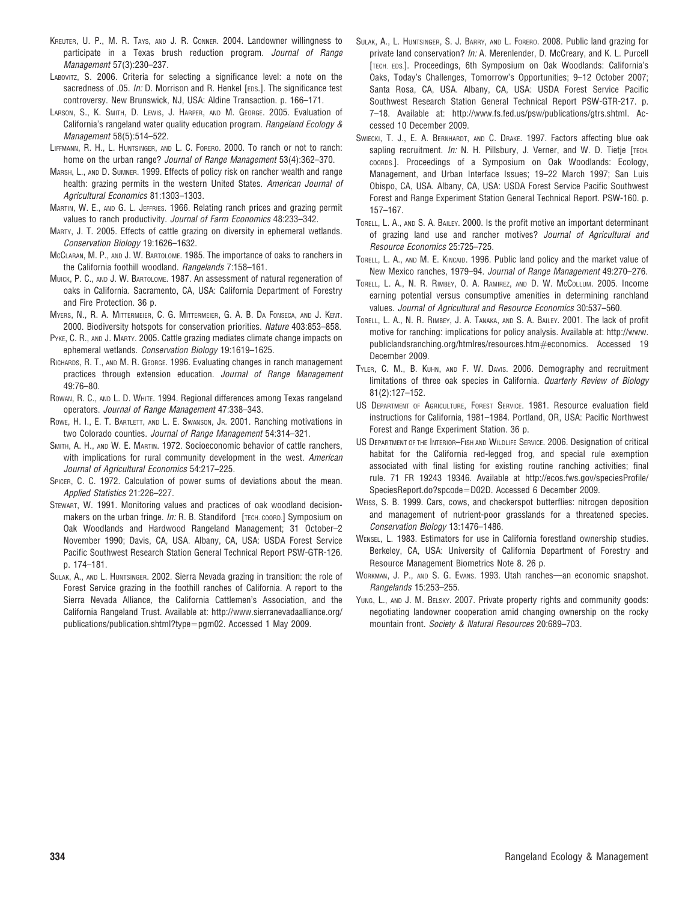KREUTER, U. P., M. R. TAYS, AND J. R. CONNER. 2004. Landowner willingness to participate in a Texas brush reduction program. *Journal of Range Management* 57(3):230–237.

LABOVITZ, S. 2006. Criteria for selecting a significance level: a note on the sacredness of .05. *In:* D. Morrison and R. Henkel [EDS.]. The significance test controversy. New Brunswick, NJ, USA: Aldine Transaction. p. 166–171.

LARSON, S., K. SMITH, D. LEWIS, J. HARPER, AND M. GEORGE. 2005. Evaluation of California's rangeland water quality education program. *Rangeland Ecology & Management* 58(5):514–522.

LIFFMANN, R. H., L. HUNTSINGER, AND L. C. FORERO. 2000. To ranch or not to ranch: home on the urban range? *Journal of Range Management* 53(4):362–370.

MARSH, L., AND D. SUMNER. 1999. Effects of policy risk on rancher wealth and range health: grazing permits in the western United States. *American Journal of Agricultural Economics* 81:1303–1303.

MARTIN, W. E., AND G. L. JEFFRIES. 1966. Relating ranch prices and grazing permit values to ranch productivity. *Journal of Farm Economics* 48:233–342.

MARTY, J. T. 2005. Effects of cattle grazing on diversity in ephemeral wetlands. *Conservation Biology* 19:1626–1632.

MCCLARAN, M. P., AND J. W. BARTOLOME. 1985. The importance of oaks to ranchers in the California foothill woodland. *Rangelands* 7:158–161.

MUICK, P. C., AND J. W. BARTOLOME. 1987. An assessment of natural regeneration of oaks in California. Sacramento, CA, USA: California Department of Forestry and Fire Protection. 36 p.

MYERS, N., R. A. MITTERMEIER, C. G. MITTERMEIER, G. A. B. DA FONSECA, AND J. KENT. 2000. Biodiversity hotspots for conservation priorities. *Nature* 403:853–858.

PYKE, C. R., AND J. MARTY. 2005. Cattle grazing mediates climate change impacts on ephemeral wetlands. *Conservation Biology* 19:1619–1625.

RICHARDS, R. T., AND M. R. GEORGE. 1996. Evaluating changes in ranch management practices through extension education. *Journal of Range Management* 49:76–80.

ROWAN, R. C., AND L. D. WHITE. 1994. Regional differences among Texas rangeland operators. *Journal of Range Management* 47:338–343.

ROWE, H. I., E. T. BARTLETT, AND L. E. SWANSON, JR. 2001. Ranching motivations in two Colorado counties. *Journal of Range Management* 54:314–321.

SMITH, A. H., AND W. E. MARTIN. 1972. Socioeconomic behavior of cattle ranchers, with implications for rural community development in the west. *American Journal of Agricultural Economics* 54:217–225.

SPICER, C. C. 1972. Calculation of power sums of deviations about the mean. *Applied Statistics* 21:226–227.

STEWART, W. 1991. Monitoring values and practices of oak woodland decision-makers on the urban fringe. *In:* R. B. Standiford [TECH. COORD.] Symposium on Oak Woodlands and Hardwood Rangeland Management; 31 October–2 November 1990; Davis, CA, USA. Albany, CA, USA: USDA Forest Service Pacific Southwest Research Station General Technical Report PSW-GTR-126. p. 174–181.

SULAK, A., AND L. HUNTSINGER. 2002. Sierra Nevada grazing in transition: the role of Forest Service grazing in the foothill ranches of California. A report to the Sierra Nevada Alliance, the California Cattlemen's Association, and the California Rangeland Trust. Available at: http://www.sierranevadaalliance.org/publications/publication.shtml?type=pgm02. Accessed 1 May 2009.

SULAK, A., L. HUNTSINGER, S. J. BARRY, AND L. FORERO. 2008. Public land grazing for private land conservation? *In:* A. Merenlender, D. McCreary, and K. L. Purcell [TECH. EDS.]. Proceedings, 6th Symposium on Oak Woodlands: California's Oaks, Today's Challenges, Tomorrow's Opportunities; 9–12 October 2007; Santa Rosa, CA, USA. Albany, CA, USA: USDA Forest Service Pacific Southwest Research Station General Technical Report PSW-GTR-217. p. 7–18. Available at: http://www.fs.fed.us/psw/publications/gtrs.shtml. Accessed 10 December 2009.

SWIECKI, T. J., E. A. BERNHARDT, AND C. DRAKE. 1997. Factors affecting blue oak sapling recruitment. *In:* N. H. Pillsbury, J. Verner, and W. D. Tietje [TECH. COORDS.]. Proceedings of a Symposium on Oak Woodlands: Ecology, Management, and Urban Interface Issues; 19–22 March 1997; San Luis Obispo, CA, USA. Albany, CA, USA: USDA Forest Service Pacific Southwest Forest and Range Experiment Station General Technical Report. PSW-160. p. 157–167.

TORELL, L. A., AND S. A. BAILEY. 2000. Is the profit motive an important determinant of grazing land use and rancher motives? *Journal of Agricultural and Resource Economics* 25:725–725.

TORELL, L. A., AND M. E. KINCAID. 1996. Public land policy and the market value of New Mexico ranches, 1979–94. *Journal of Range Management* 49:270–276.

TORELL, L. A., N. R. RIMBEY, O. A. RAMIREZ, AND D. W. MCCOLLUM. 2005. Income earning potential versus consumptive amenities in determining ranchland values. *Journal of Agricultural and Resource Economics* 30:537–560.

TORELL, L. A., N. R. RIMBEY, J. A. TANAKA, AND S. A. BAILEY. 2001. The lack of profit motive for ranching: implications for policy analysis. Available at: http://www.publiclandsranching.org/htmlres/resources.htm#economics. Accessed 19 December 2009.

TYLER, C. M., B. KUHN, AND F. W. DAVIS. 2006. Demography and recruitment limitations of three oak species in California. *Quarterly Review of Biology* 81(2):127–152.

US DEPARTMENT OF AGRICULTURE, FOREST SERVICE. 1981. Resource evaluation field instructions for California, 1981–1984. Portland, OR, USA: Pacific Northwest Forest and Range Experiment Station. 36 p.

US DEPARTMENT OF THE INTERIOR–FISH AND WILDLIFE SERVICE. 2006. Designation of critical habitat for the California red-legged frog, and special rule exemption associated with final listing for existing routine ranching activities; final rule. 71 FR 19243 19346. Available at http://ecos.fws.gov/speciesProfile/SpeciesReport.do?spcode=D02D. Accessed 6 December 2009.

WEISS, S. B. 1999. Cars, cows, and checkerspot butterflies: nitrogen deposition and management of nutrient-poor grasslands for a threatened species. *Conservation Biology* 13:1476–1486.

WENSEL, L. 1983. Estimators for use in California forestland ownership studies. Berkeley, CA, USA: University of California Department of Forestry and Resource Management Biometrics Note 8. 26 p.

WORKMAN, J. P., AND S. G. EVANS. 1993. Utah ranches—an economic snapshot. *Rangelands* 15:253–255.

YUNG, L., AND J. M. BELSKY. 2007. Private property rights and community goods: negotiating landowner cooperation amid changing ownership on the rocky mountain front. *Society & Natural Resources* 20:689–703.